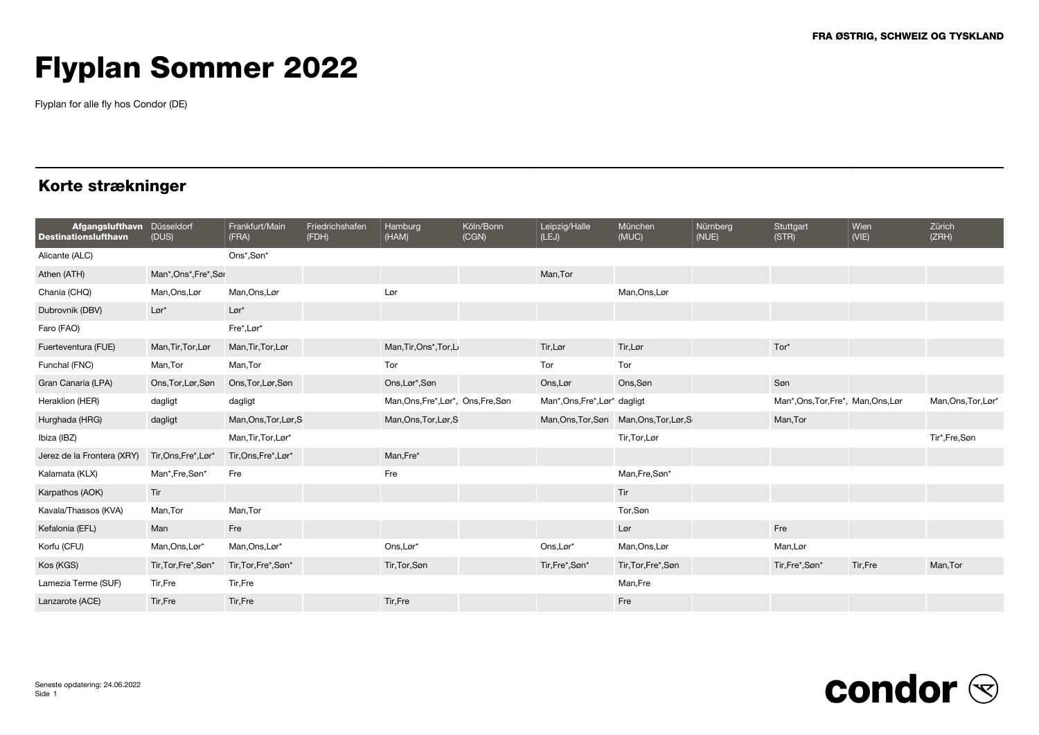FRA ØSTRIG, SCHWEIZ OG TYSKLAND

# Flyplan Sommer 2022

Flyplan for alle fly hos Condor (DE)

## Korte strækninger

| Afgangslufthavn / Destinationslufthavn | Düsseldorf (DUS) | Frankfurt/Main (FRA) | Friedrichshafen (FDH) | Hamburg (HAM) | Köln/Bonn (CGN) | Leipzig/Halle (LEJ) | München (MUC) | Nürnberg (NUE) | Stuttgart (STR) | Wien (VIE) | Zürich (ZRH) |
|---|---|---|---|---|---|---|---|---|---|---|---|
| Alicante (ALC) | | Ons*,Søn* | | | | | | | | | |
| Athen (ATH) | Man*,Ons*,Fre*,Søn | | | | | Man,Tor | | | | | |
| Chania (CHQ) | Man,Ons,Lør | Man,Ons,Lør | | Lør | | | Man,Ons,Lør | | | | |
| Dubrovnik (DBV) | Lør* | Lør* | | | | | | | | | |
| Faro (FAO) | | Fre*,Lør* | | | | | | | | | |
| Fuerteventura (FUE) | Man,Tir,Tor,Lør | Man,Tir,Tor,Lør | | Man,Tir,Ons*,Tor,Lør | | Tir,Lør | Tir,Lør | | Tor* | | |
| Funchal (FNC) | Man,Tor | Man,Tor | | Tor | | Tor | Tor | | | | |
| Gran Canaria (LPA) | Ons,Tor,Lør,Søn | Ons,Tor,Lør,Søn | | Ons,Lør*,Søn | | Ons,Lør | Ons,Søn | | Søn | | |
| Heraklion (HER) | dagligt | dagligt | | Man,Ons,Fre*,Lør*, | Ons,Fre,Søn | Man*,Ons,Fre*,Lør* | dagligt | | Man*,Ons,Tor,Fre*, | Man,Ons,Lør | Man,Ons,Tor,Lør* |
| Hurghada (HRG) | dagligt | Man,Ons,Tor,Lør,S | | Man,Ons,Tor,Lør,S | | Man,Ons,Tor,Søn | Man,Ons,Tor,Lør,S | | Man,Tor | | |
| Ibiza (IBZ) | | Man,Tir,Tor,Lør* | | | | | Tir,Tor,Lør | | | | Tir*,Fre,Søn |
| Jerez de la Frontera (XRY) | Tir,Ons,Fre*,Lør* | Tir,Ons,Fre*,Lør* | | Man,Fre* | | | | | | | |
| Kalamata (KLX) | Man*,Fre,Søn* | Fre | | Fre | | | Man,Fre,Søn* | | | | |
| Karpathos (AOK) | Tir | | | | | | Tir | | | | |
| Kavala/Thassos (KVA) | Man,Tor | Man,Tor | | | | | Tor,Søn | | | | |
| Kefalonia (EFL) | Man | Fre | | | | | Lør | | Fre | | |
| Korfu (CFU) | Man,Ons,Lør* | Man,Ons,Lør* | | Ons,Lør* | | Ons,Lør* | Man,Ons,Lør | | Man,Lør | | |
| Kos (KGS) | Tir,Tor,Fre*,Søn* | Tir,Tor,Fre*,Søn* | | Tir,Tor,Søn | | Tir,Fre*,Søn* | Tir,Tor,Fre*,Søn | | Tir,Fre*,Søn* | Tir,Fre | Man,Tor |
| Lamezia Terme (SUF) | Tir,Fre | Tir,Fre | | | | | Man,Fre | | | | |
| Lanzarote (ACE) | Tir,Fre | Tir,Fre | | Tir,Fre | | | Fre | | | | |

Seneste opdatering: 24.06.2022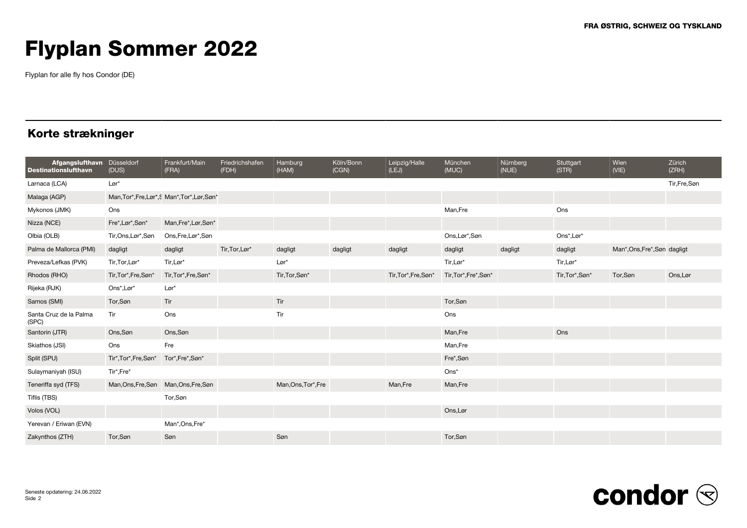FRA ØSTRIG, SCHWEIZ OG TYSKLAND

# Flyplan Sommer 2022

Flyplan for alle fly hos Condor (DE)

## Korte strækninger

| Afgangslufthavn / Destinationslufthavn | Düsseldorf (DUS) | Frankfurt/Main (FRA) | Friedrichshafen (FDH) | Hamburg (HAM) | Köln/Bonn (CGN) | Leipzig/Halle (LEJ) | München (MUC) | Nürnberg (NUE) | Stuttgart (STR) | Wien (VIE) | Zürich (ZRH) |
|---|---|---|---|---|---|---|---|---|---|---|---|
| Larnaca (LCA) | Lør* | | | | | | | | | | Tir,Fre,Søn |
| Malaga (AGP) | Man,Tor*,Fre,Lør*,S | Man*,Tor*,Lør,Søn* | | | | | | | | | |
| Mykonos (JMK) | Ons | | | | | | Man,Fre | | Ons | | |
| Nizza (NCE) | Fre*,Lør*,Søn* | Man,Fre*,Lør,Søn* | | | | | | | | | |
| Olbia (OLB) | Tir,Ons,Lør*,Søn | Ons,Fre,Lør*,Søn | | | | | Ons,Lør*,Søn | | Ons*,Lør* | | |
| Palma de Mallorca (PMI) | dagligt | dagligt | Tir,Tor,Lør* | dagligt | dagligt | dagligt | dagligt | dagligt | dagligt | Man*,Ons,Fre*,Søn | dagligt |
| Preveza/Lefkas (PVK) | Tir,Tor,Lør* | Tir,Lør* | | Lør* | | | Tir,Lør* | | Tir,Lør* | | |
| Rhodos (RHO) | Tir,Tor*,Fre,Søn* | Tir,Tor*,Fre,Søn* | | Tir,Tor,Søn* | | Tir,Tor*,Fre,Søn* | Tir,Tor*,Fre*,Søn* | | Tir,Tor*,Søn* | Tor,Søn | Ons,Lør |
| Rijeka (RJK) | Ons*,Lør* | Lør* | | | | | | | | | |
| Samos (SMI) | Tor,Søn | Tir | | Tir | | | Tor,Søn | | | | |
| Santa Cruz de la Palma (SPC) | Tir | Ons | | Tir | | | Ons | | | | |
| Santorin (JTR) | Ons,Søn | Ons,Søn | | | | | Man,Fre | | Ons | | |
| Skiathos (JSI) | Ons | Fre | | | | | Man,Fre | | | | |
| Split (SPU) | Tir*,Tor*,Fre,Søn* | Tor*,Fre*,Søn* | | | | | Fre*,Søn | | | | |
| Sulaymaniyah (ISU) | Tir*,Fre* | | | | | | Ons* | | | | |
| Teneriffa syd (TFS) | Man,Ons,Fre,Søn | Man,Ons,Fre,Søn | | Man,Ons,Tor*,Fre | | Man,Fre | Man,Fre | | | | |
| Tiflis (TBS) | | Tor,Søn | | | | | | | | | |
| Volos (VOL) | | | | | | | Ons,Lør | | | | |
| Yerevan / Eriwan (EVN) | | Man*,Ons,Fre* | | | | | | | | | |
| Zakynthos (ZTH) | Tor,Søn | Søn | | Søn | | | Tor,Søn | | | | |

Seneste opdatering: 24.06.2022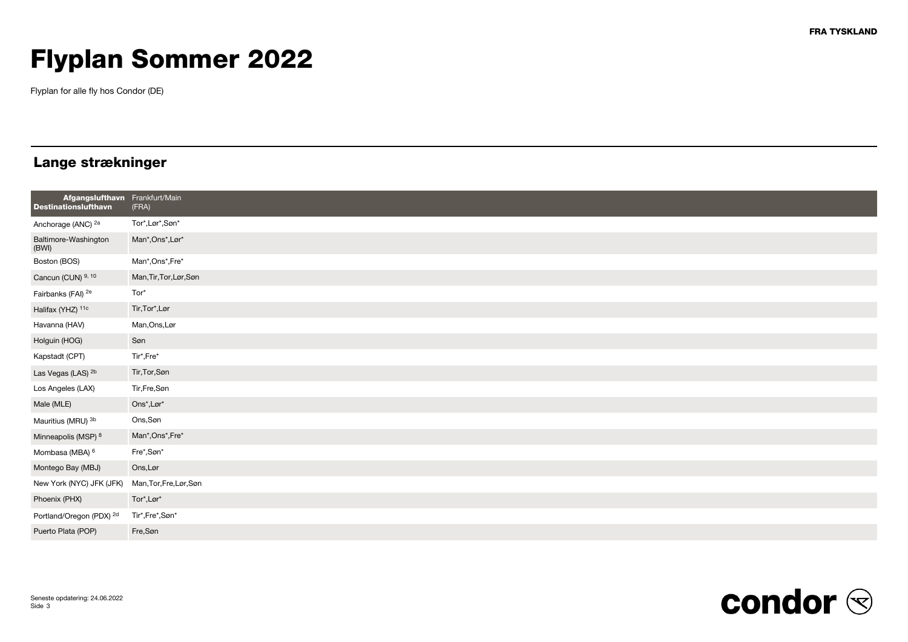# Flyplan Sommer 2022

Flyplan for alle fly hos Condor (DE)

## Lange strækninger

| Afgangslufthavn<br>Destinationslufthavn | Frankfurt/Main (FRA) |
| --- | --- |
| Anchorage (ANC) [2a] | Tor*,Lør*,Søn* |
| Baltimore-Washington (BWI) | Man*,Ons*,Lør* |
| Boston (BOS) | Man*,Ons*,Fre* |
| Cancun (CUN) [9, 10] | Man,Tir,Tor,Lør,Søn |
| Fairbanks (FAI) [2e] | Tor* |
| Halifax (YHZ) [11c] | Tir,Tor*,Lør |
| Havanna (HAV) | Man,Ons,Lør |
| Holguin (HOG) | Søn |
| Kapstadt (CPT) | Tir*,Fre* |
| Las Vegas (LAS) [2b] | Tir,Tor,Søn |
| Los Angeles (LAX) | Tir,Fre,Søn |
| Male (MLE) | Ons*,Lør* |
| Mauritius (MRU) [3b] | Ons,Søn |
| Minneapolis (MSP) [8] | Man*,Ons*,Fre* |
| Mombasa (MBA) [6] | Fre*,Søn* |
| Montego Bay (MBJ) | Ons,Lør |
| New York (NYC) JFK (JFK) | Man,Tor,Fre,Lør,Søn |
| Phoenix (PHX) | Tor*,Lør* |
| Portland/Oregon (PDX) [2d] | Tir*,Fre*,Søn* |
| Puerto Plata (POP) | Fre,Søn |

Seneste opdatering: 24.06.2022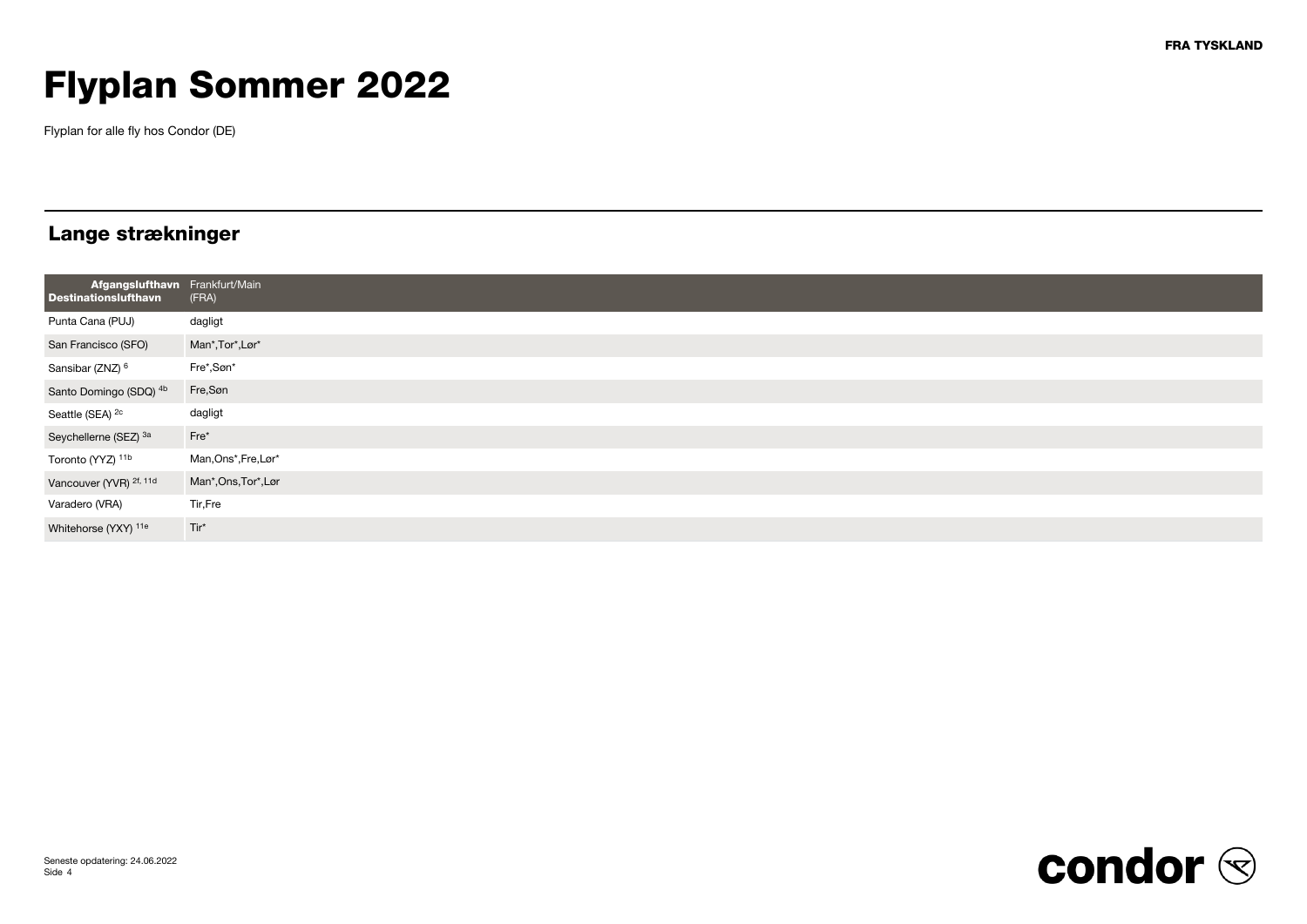FRA TYSKLAND

# Flyplan Sommer 2022

Flyplan for alle fly hos Condor (DE)

## Lange strækninger

| Afgangslufthavn / Destinationslufthavn | Frankfurt/Main (FRA) |
| --- | --- |
| Punta Cana (PUJ) | dagligt |
| San Francisco (SFO) | Man*,Tor*,Lør* |
| Sansibar (ZNZ) [6] | Fre*,Søn* |
| Santo Domingo (SDQ) [4b] | Fre,Søn |
| Seattle (SEA) [2c] | dagligt |
| Seychellerne (SEZ) [3a] | Fre* |
| Toronto (YYZ) [11b] | Man,Ons*,Fre,Lør* |
| Vancouver (YVR) [2f, 11d] | Man*,Ons,Tor*,Lør |
| Varadero (VRA) | Tir,Fre |
| Whitehorse (YXY) [11e] | Tir* |

Seneste opdatering: 24.06.2022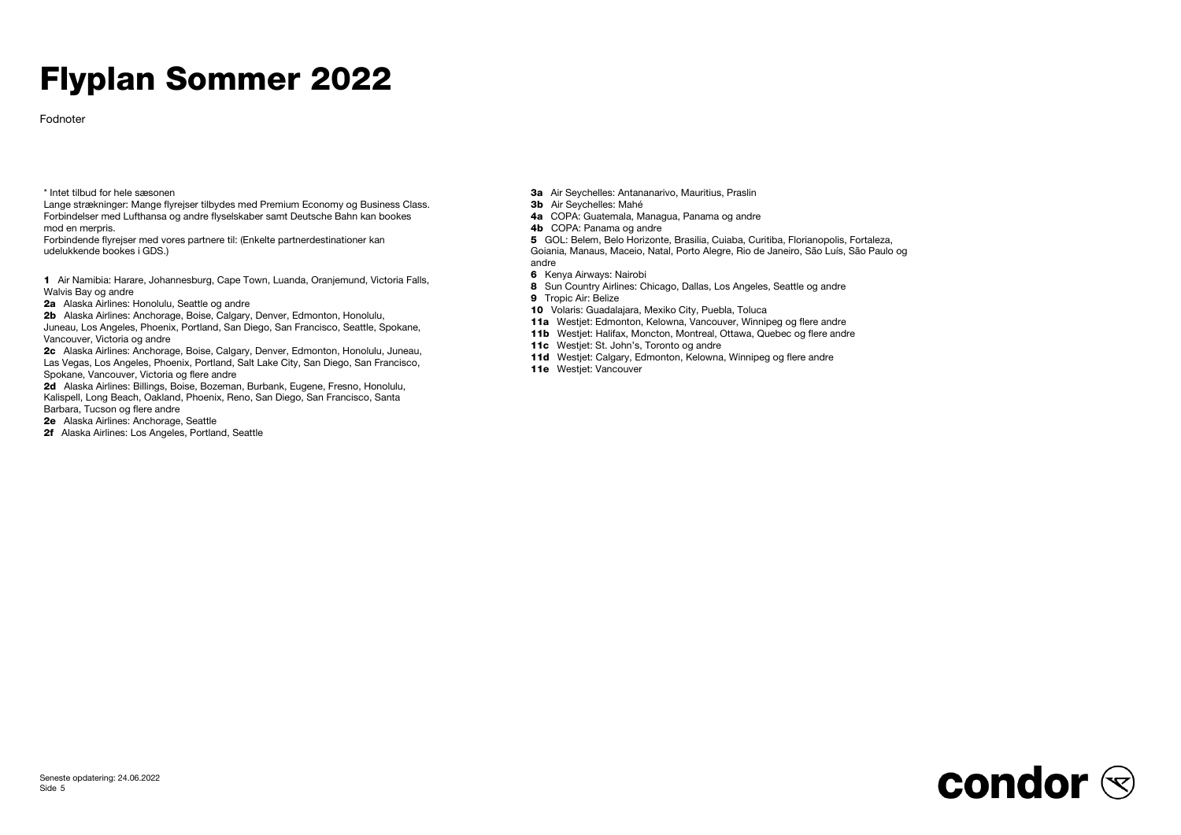# Flyplan Sommer 2022

Fodnoter

\* Intet tilbud for hele sæsonen

Lange strækninger: Mange flyrejser tilbydes med Premium Economy og Business Class. Forbindelser med Lufthansa og andre flyselskaber samt Deutsche Bahn kan bookes mod en merpris.

Forbindende flyrejser med vores partnere til: (Enkelte partnerdestinationer kan udelukkende bookes i GDS.)

**1** Air Namibia: Harare, Johannesburg, Cape Town, Luanda, Oranjemund, Victoria Falls, Walvis Bay og andre

**2a** Alaska Airlines: Honolulu, Seattle og andre

**2b** Alaska Airlines: Anchorage, Boise, Calgary, Denver, Edmonton, Honolulu, Juneau, Los Angeles, Phoenix, Portland, San Diego, San Francisco, Seattle, Spokane, Vancouver, Victoria og andre

**2c** Alaska Airlines: Anchorage, Boise, Calgary, Denver, Edmonton, Honolulu, Juneau, Las Vegas, Los Angeles, Phoenix, Portland, Salt Lake City, San Diego, San Francisco, Spokane, Vancouver, Victoria og flere andre

**2d** Alaska Airlines: Billings, Boise, Bozeman, Burbank, Eugene, Fresno, Honolulu, Kalispell, Long Beach, Oakland, Phoenix, Reno, San Diego, San Francisco, Santa Barbara, Tucson og flere andre

**2e** Alaska Airlines: Anchorage, Seattle

**2f** Alaska Airlines: Los Angeles, Portland, Seattle

**3a** Air Seychelles: Antananarivo, Mauritius, Praslin

**3b** Air Seychelles: Mahé

**4a** COPA: Guatemala, Managua, Panama og andre

**4b** COPA: Panama og andre

**5** GOL: Belem, Belo Horizonte, Brasilia, Cuiaba, Curitiba, Florianopolis, Fortaleza, Goiania, Manaus, Maceio, Natal, Porto Alegre, Rio de Janeiro, São Luís, São Paulo og andre

**6** Kenya Airways: Nairobi

**8** Sun Country Airlines: Chicago, Dallas, Los Angeles, Seattle og andre

**9** Tropic Air: Belize

**10** Volaris: Guadalajara, Mexiko City, Puebla, Toluca

**11a** Westjet: Edmonton, Kelowna, Vancouver, Winnipeg og flere andre

**11b** Westjet: Halifax, Moncton, Montreal, Ottawa, Quebec og flere andre

**11c** Westjet: St. John's, Toronto og andre

**11d** Westjet: Calgary, Edmonton, Kelowna, Winnipeg og flere andre

**11e** Westjet: Vancouver

Seneste opdatering: 24.06.2022